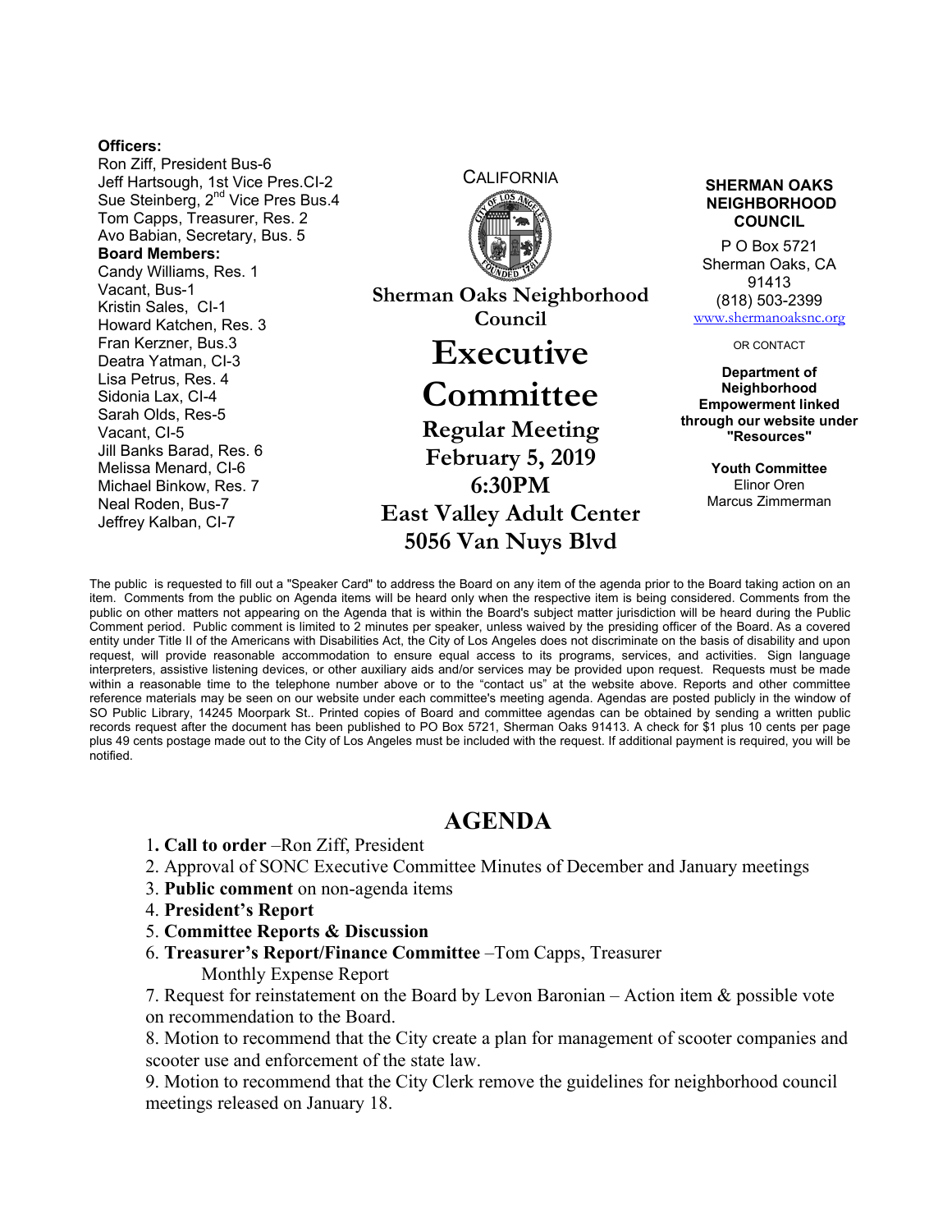**Officers:**
Ron Ziff, President Bus-6
Jeff Hartsough, 1st Vice Pres.CI-2
Sue Steinberg, 2nd Vice Pres Bus.4
Tom Capps, Treasurer, Res. 2
Avo Babian, Secretary, Bus. 5

**Board Members:**
Candy Williams, Res. 1
Vacant, Bus-1
Kristin Sales, CI-1
Howard Katchen, Res. 3
Fran Kerzner, Bus.3
Deatra Yatman, CI-3
Lisa Petrus, Res. 4
Sidonia Lax, CI-4
Sarah Olds, Res-5
Vacant, CI-5
Jill Banks Barad, Res. 6
Melissa Menard, CI-6
Michael Binkow, Res. 7
Neal Roden, Bus-7
Jeffrey Kalban, CI-7

CALIFORNIA

**Sherman Oaks Neighborhood Council**

# Executive Committee

## Regular Meeting
## February 5, 2019
## 6:30PM
## East Valley Adult Center
## 5056 Van Nuys Blvd

**SHERMAN OAKS NEIGHBORHOOD COUNCIL**

P O Box 5721
Sherman Oaks, CA
91413
(818) 503-2399
www.shermanoaksnc.org

OR CONTACT

**Department of Neighborhood Empowerment linked through our website under "Resources"**

**Youth Committee**
Elinor Oren
Marcus Zimmerman

The public is requested to fill out a "Speaker Card" to address the Board on any item of the agenda prior to the Board taking action on an item. Comments from the public on Agenda items will be heard only when the respective item is being considered. Comments from the public on other matters not appearing on the Agenda that is within the Board's subject matter jurisdiction will be heard during the Public Comment period. Public comment is limited to 2 minutes per speaker, unless waived by the presiding officer of the Board. As a covered entity under Title II of the Americans with Disabilities Act, the City of Los Angeles does not discriminate on the basis of disability and upon request, will provide reasonable accommodation to ensure equal access to its programs, services, and activities. Sign language interpreters, assistive listening devices, or other auxiliary aids and/or services may be provided upon request. Requests must be made within a reasonable time to the telephone number above or to the "contact us" at the website above. Reports and other committee reference materials may be seen on our website under each committee's meeting agenda. Agendas are posted publicly in the window of SO Public Library, 14245 Moorpark St.. Printed copies of Board and committee agendas can be obtained by sending a written public records request after the document has been published to PO Box 5721, Sherman Oaks 91413. A check for $1 plus 10 cents per page plus 49 cents postage made out to the City of Los Angeles must be included with the request. If additional payment is required, you will be notified.

# AGENDA

1. **Call to order** –Ron Ziff, President
2. Approval of SONC Executive Committee Minutes of December and January meetings
3. **Public comment** on non-agenda items
4. **President's Report**
5. **Committee Reports & Discussion**
6. **Treasurer's Report/Finance Committee** –Tom Capps, Treasurer
   Monthly Expense Report
7. Request for reinstatement on the Board by Levon Baronian – Action item & possible vote on recommendation to the Board.
8. Motion to recommend that the City create a plan for management of scooter companies and scooter use and enforcement of the state law.
9. Motion to recommend that the City Clerk remove the guidelines for neighborhood council meetings released on January 18.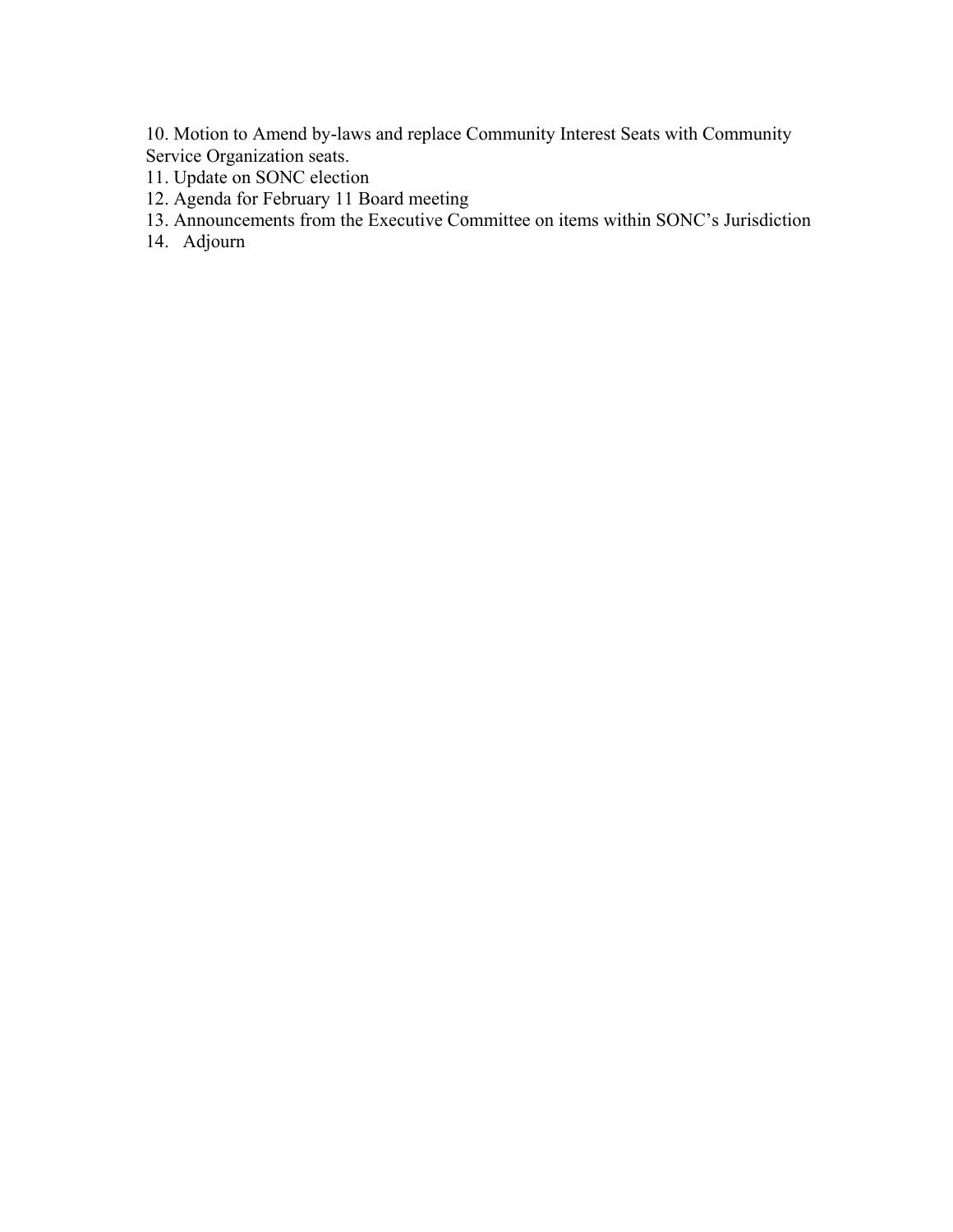10. Motion to Amend by-laws and replace Community Interest Seats with Community Service Organization seats.
11. Update on SONC election
12. Agenda for February 11 Board meeting
13. Announcements from the Executive Committee on items within SONC's Jurisdiction
14. Adjourn